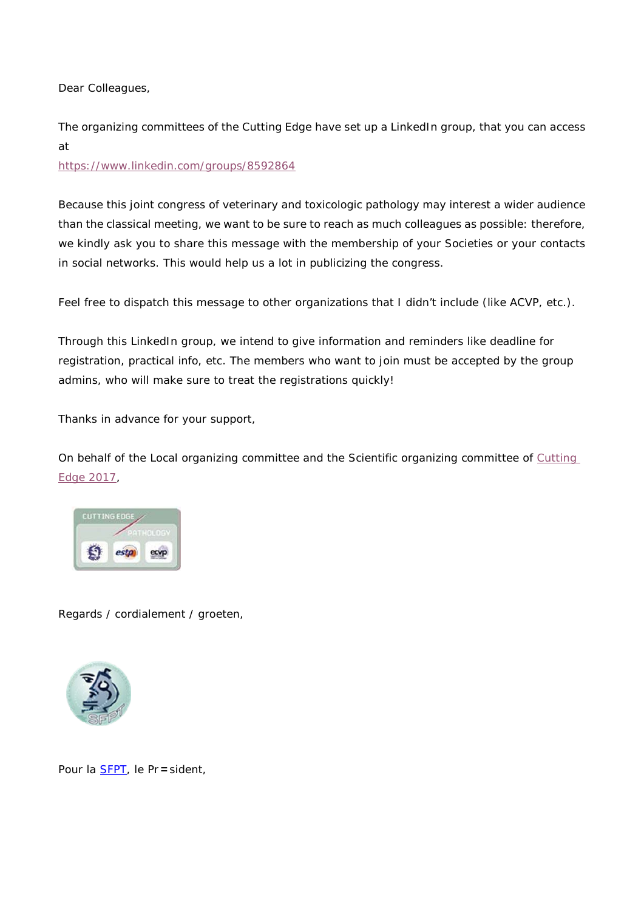Dear Colleagues,

The organizing committees of the Cutting Edge have set up a LinkedIn group, that you can access at
https://www.linkedin.com/groups/8592864

Because this joint congress of veterinary and toxicologic pathology may interest a wider audience than the classical meeting, we want to be sure to reach as much colleagues as possible: therefore, we kindly ask you to share this message with the membership of your Societies or your contacts in social networks. This would help us a lot in publicizing the congress.

Feel free to dispatch this message to other organizations that I didn't include (like ACVP, etc.).

Through this LinkedIn group, we intend to give information and reminders like deadline for registration, practical info, etc. The members who want to join must be accepted by the group admins, who will make sure to treat the registrations quickly!

Thanks in advance for your support,

On behalf of the Local organizing committee and the Scientific organizing committee of Cutting Edge 2017,

Regards / cordialement / groeten,

Pour la SFPT, le Pr=sident,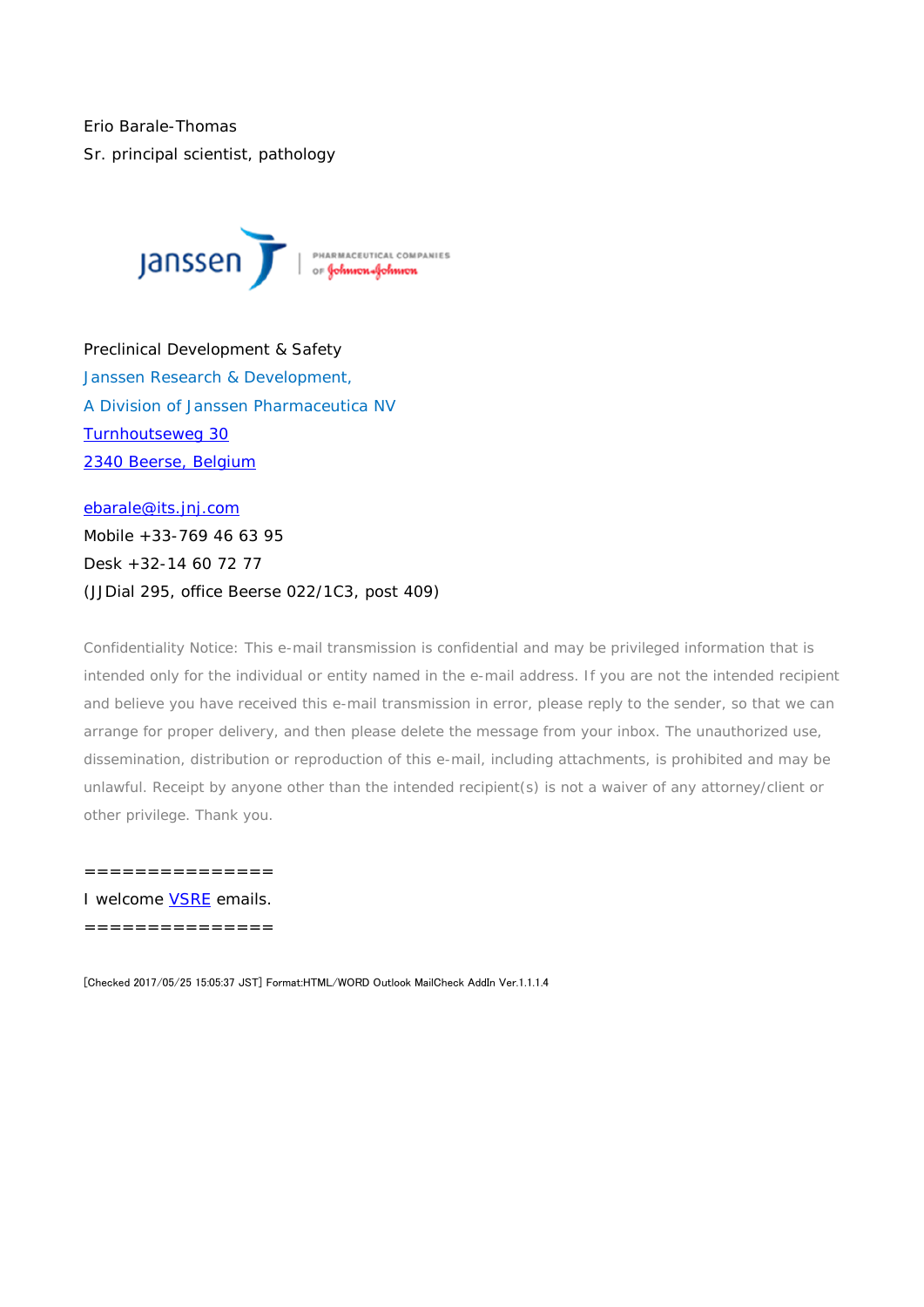Erio Barale-Thomas
Sr. principal scientist, pathology

Preclinical Development & Safety
Janssen Research & Development,
A Division of Janssen Pharmaceutica NV
Turnhoutseweg 30
2340 Beerse, Belgium

ebarale@its.jnj.com
Mobile +33-769 46 63 95
Desk +32-14 60 72 77
(JJDial 295, office Beerse 022/1C3, post 409)

Confidentiality Notice: This e-mail transmission is confidential and may be privileged information that is intended only for the individual or entity named in the e-mail address. If you are not the intended recipient and believe you have received this e-mail transmission in error, please reply to the sender, so that we can arrange for proper delivery, and then please delete the message from your inbox. The unauthorized use, dissemination, distribution or reproduction of this e-mail, including attachments, is prohibited and may be unlawful. Receipt by anyone other than the intended recipient(s) is not a waiver of any attorney/client or other privilege. Thank you.

===============
I welcome VSRE emails.
===============

[Checked 2017/05/25 15:05:37 JST] Format:HTML/WORD Outlook MailCheck AddIn Ver.1.1.1.4